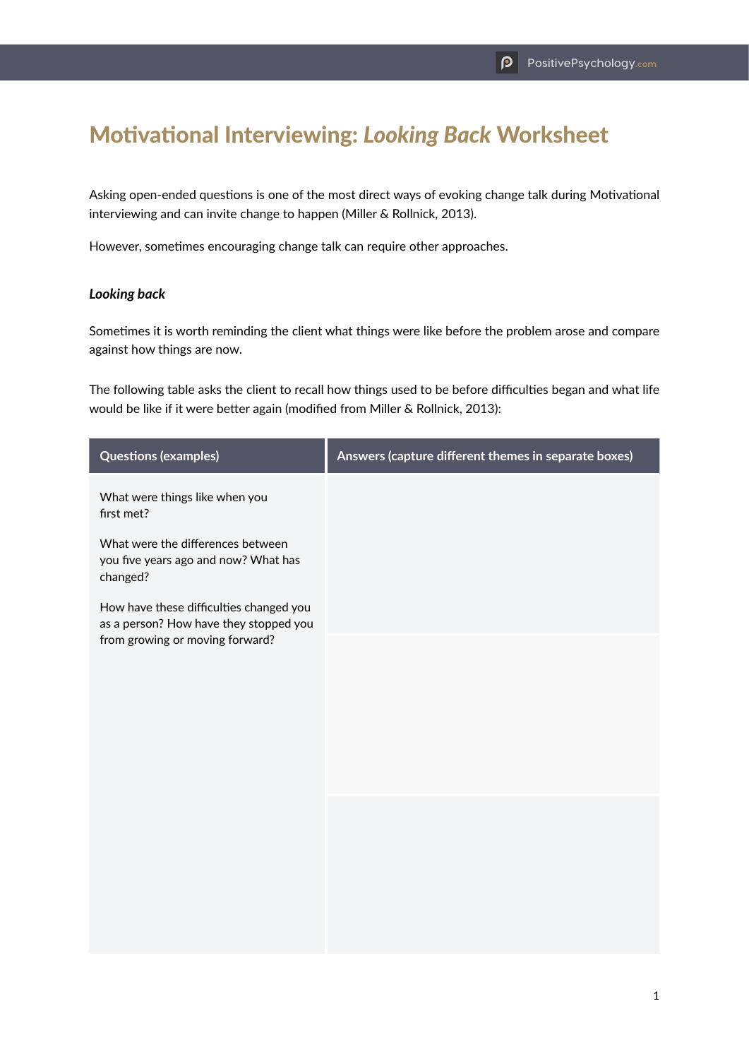# Motivational Interviewing: *Looking Back* Worksheet

Asking open-ended questions is one of the most direct ways of evoking change talk during Motivational interviewing and can invite change to happen (Miller & Rollnick, 2013).

However, sometimes encouraging change talk can require other approaches.

***Looking back***

Sometimes it is worth reminding the client what things were like before the problem arose and compare against how things are now.

The following table asks the client to recall how things used to be before difficulties began and what life would be like if it were better again (modified from Miller & Rollnick, 2013):

| Questions (examples) | Answers (capture different themes in separate boxes) |
| --- | --- |
| What were things like when you first met?<br><br>What were the differences between you five years ago and now? What has changed?<br><br>How have these difficulties changed you as a person? How have they stopped you from growing or moving forward? | |
| | |
| | |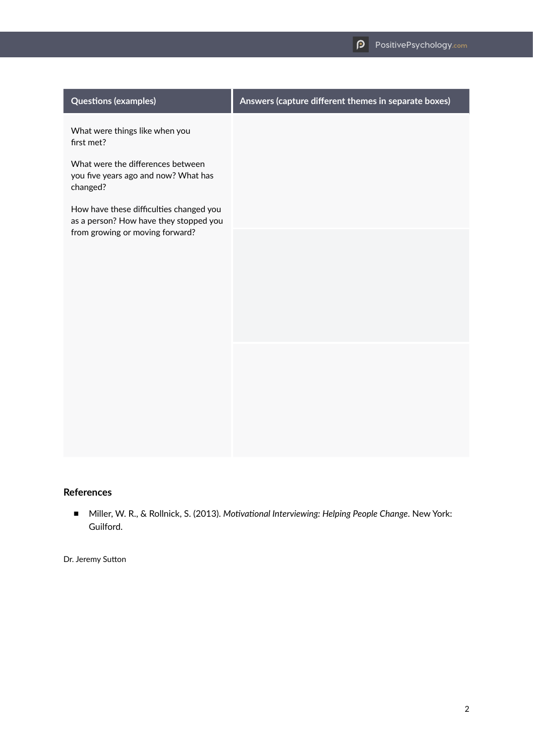| Questions (examples) | Answers (capture different themes in separate boxes) |
| --- | --- |
| What were things like when you first met?<br><br>What were the differences between you five years ago and now? What has changed?<br><br>How have these difficulties changed you as a person? How have they stopped you from growing or moving forward? | |
| | |
| | |

## References

- Miller, W. R., & Rollnick, S. (2013). *Motivational Interviewing: Helping People Change*. New York: Guilford.

Dr. Jeremy Sutton